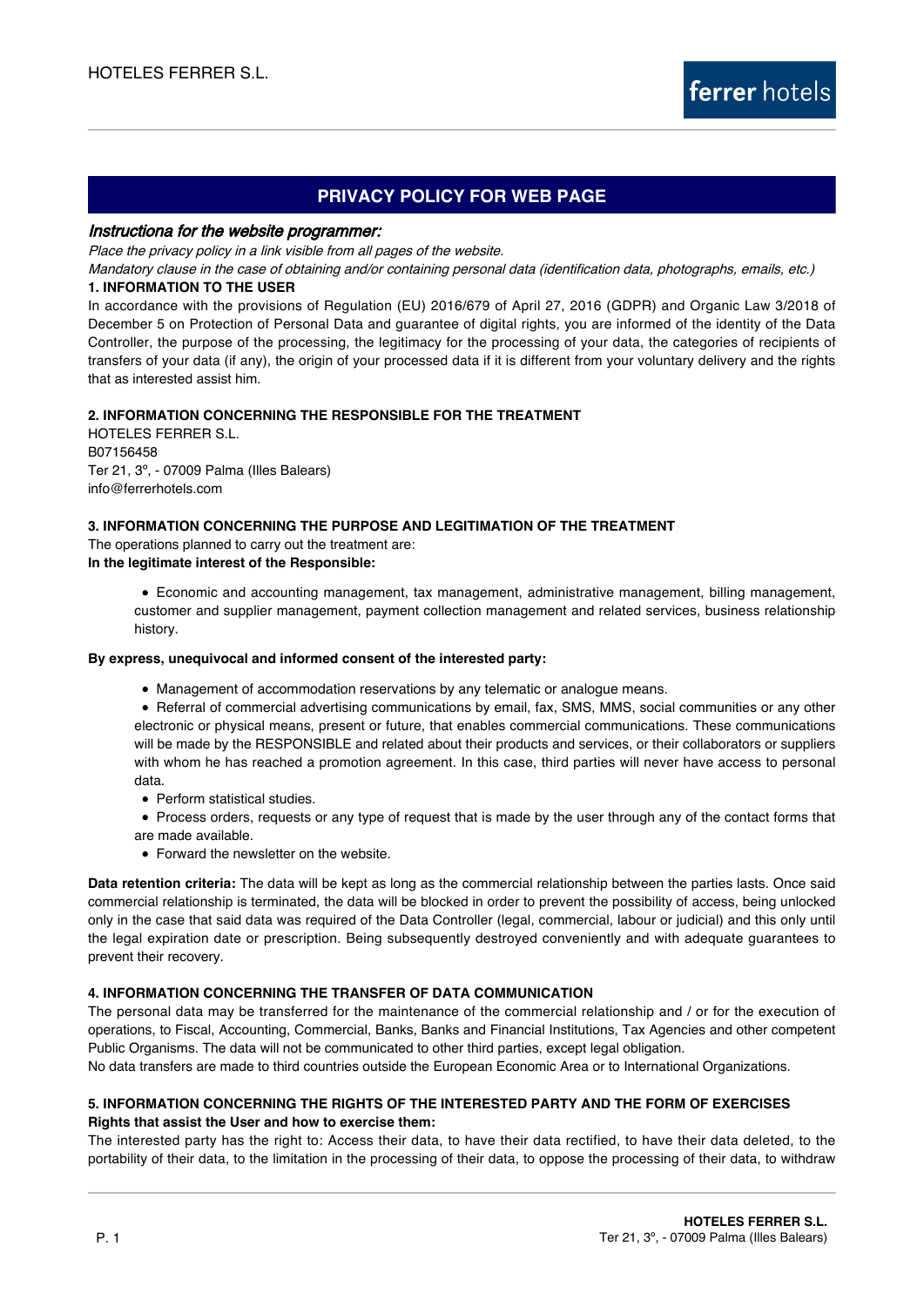# PRIVACY POLICY FOR WEB PAGE

## *Instructiona for the website programmer:*

*Place the privacy policy in a link visible from all pages of the website.*

*Mandatory clause in the case of obtaining and/or containing personal data (identification data, photographs, emails, etc.)*

**1. INFORMATION TO THE USER**

In accordance with the provisions of Regulation (EU) 2016/679 of April 27, 2016 (GDPR) and Organic Law 3/2018 of December 5 on Protection of Personal Data and guarantee of digital rights, you are informed of the identity of the Data Controller, the purpose of the processing, the legitimacy for the processing of your data, the categories of recipients of transfers of your data (if any), the origin of your processed data if it is different from your voluntary delivery and the rights that as interested assist him.

**2. INFORMATION CONCERNING THE RESPONSIBLE FOR THE TREATMENT**

HOTELES FERRER S.L.
B07156458
Ter 21, 3º, - 07009 Palma (Illes Balears)
info@ferrerhotels.com

**3. INFORMATION CONCERNING THE PURPOSE AND LEGITIMATION OF THE TREATMENT**

The operations planned to carry out the treatment are:

**In the legitimate interest of the Responsible:**

- Economic and accounting management, tax management, administrative management, billing management, customer and supplier management, payment collection management and related services, business relationship history.

**By express, unequivocal and informed consent of the interested party:**

- Management of accommodation reservations by any telematic or analogue means.
- Referral of commercial advertising communications by email, fax, SMS, MMS, social communities or any other electronic or physical means, present or future, that enables commercial communications. These communications will be made by the RESPONSIBLE and related about their products and services, or their collaborators or suppliers with whom he has reached a promotion agreement. In this case, third parties will never have access to personal data.
- Perform statistical studies.
- Process orders, requests or any type of request that is made by the user through any of the contact forms that are made available.
- Forward the newsletter on the website.

**Data retention criteria:** The data will be kept as long as the commercial relationship between the parties lasts. Once said commercial relationship is terminated, the data will be blocked in order to prevent the possibility of access, being unlocked only in the case that said data was required of the Data Controller (legal, commercial, labour or judicial) and this only until the legal expiration date or prescription. Being subsequently destroyed conveniently and with adequate guarantees to prevent their recovery.

**4. INFORMATION CONCERNING THE TRANSFER OF DATA COMMUNICATION**

The personal data may be transferred for the maintenance of the commercial relationship and / or for the execution of operations, to Fiscal, Accounting, Commercial, Banks, Banks and Financial Institutions, Tax Agencies and other competent Public Organisms. The data will not be communicated to other third parties, except legal obligation.

No data transfers are made to third countries outside the European Economic Area or to International Organizations.

**5. INFORMATION CONCERNING THE RIGHTS OF THE INTERESTED PARTY AND THE FORM OF EXERCISES**

**Rights that assist the User and how to exercise them:**

The interested party has the right to: Access their data, to have their data rectified, to have their data deleted, to the portability of their data, to the limitation in the processing of their data, to oppose the processing of their data, to withdraw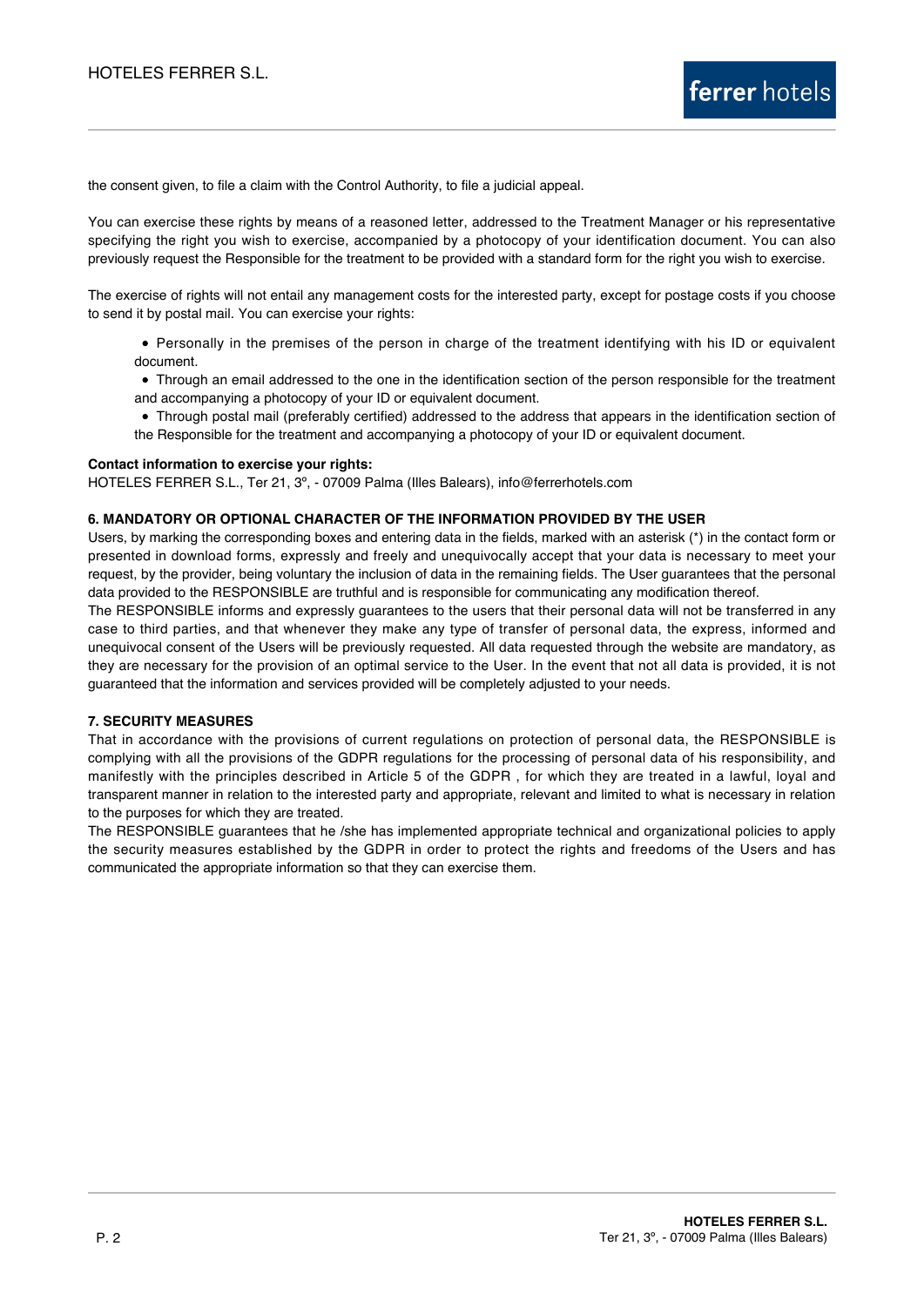the consent given, to file a claim with the Control Authority, to file a judicial appeal.

You can exercise these rights by means of a reasoned letter, addressed to the Treatment Manager or his representative specifying the right you wish to exercise, accompanied by a photocopy of your identification document. You can also previously request the Responsible for the treatment to be provided with a standard form for the right you wish to exercise.

The exercise of rights will not entail any management costs for the interested party, except for postage costs if you choose to send it by postal mail. You can exercise your rights:

- Personally in the premises of the person in charge of the treatment identifying with his ID or equivalent document.
- Through an email addressed to the one in the identification section of the person responsible for the treatment and accompanying a photocopy of your ID or equivalent document.
- Through postal mail (preferably certified) addressed to the address that appears in the identification section of the Responsible for the treatment and accompanying a photocopy of your ID or equivalent document.

**Contact information to exercise your rights:**
HOTELES FERRER S.L., Ter 21, 3º, - 07009 Palma (Illes Balears), info@ferrerhotels.com

**6. MANDATORY OR OPTIONAL CHARACTER OF THE INFORMATION PROVIDED BY THE USER**

Users, by marking the corresponding boxes and entering data in the fields, marked with an asterisk (*) in the contact form or presented in download forms, expressly and freely and unequivocally accept that your data is necessary to meet your request, by the provider, being voluntary the inclusion of data in the remaining fields. The User guarantees that the personal data provided to the RESPONSIBLE are truthful and is responsible for communicating any modification thereof.

The RESPONSIBLE informs and expressly guarantees to the users that their personal data will not be transferred in any case to third parties, and that whenever they make any type of transfer of personal data, the express, informed and unequivocal consent of the Users will be previously requested. All data requested through the website are mandatory, as they are necessary for the provision of an optimal service to the User. In the event that not all data is provided, it is not guaranteed that the information and services provided will be completely adjusted to your needs.

**7. SECURITY MEASURES**

That in accordance with the provisions of current regulations on protection of personal data, the RESPONSIBLE is complying with all the provisions of the GDPR regulations for the processing of personal data of his responsibility, and manifestly with the principles described in Article 5 of the GDPR , for which they are treated in a lawful, loyal and transparent manner in relation to the interested party and appropriate, relevant and limited to what is necessary in relation to the purposes for which they are treated.

The RESPONSIBLE guarantees that he /she has implemented appropriate technical and organizational policies to apply the security measures established by the GDPR in order to protect the rights and freedoms of the Users and has communicated the appropriate information so that they can exercise them.